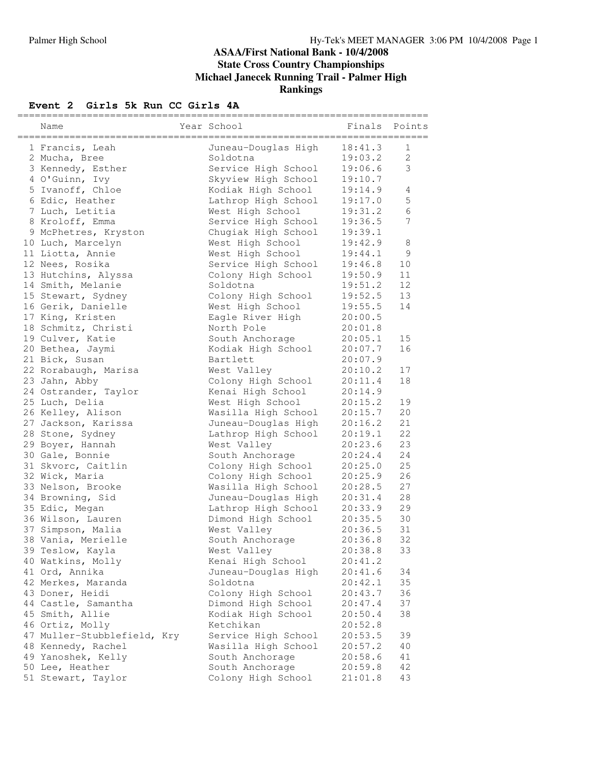# ASAA/First National Bank - 10/4/2008
## State Cross Country Championships
## Michael Janecek Running Trail - Palmer High
## Rankings

### Event 2 Girls 5k Run CC Girls 4A

| | Name | Year | School | Finals | Points |
|---|---|---|---|---|---|
| 1 | Francis, Leah | | Juneau-Douglas High | 18:41.3 | 1 |
| 2 | Mucha, Bree | | Soldotna | 19:03.2 | 2 |
| 3 | Kennedy, Esther | | Service High School | 19:06.6 | 3 |
| 4 | O'Guinn, Ivy | | Skyview High School | 19:10.7 | |
| 5 | Ivanoff, Chloe | | Kodiak High School | 19:14.9 | 4 |
| 6 | Edic, Heather | | Lathrop High School | 19:17.0 | 5 |
| 7 | Luch, Letitia | | West High School | 19:31.2 | 6 |
| 8 | Kroloff, Emma | | Service High School | 19:36.5 | 7 |
| 9 | McPhetres, Kryston | | Chugiak High School | 19:39.1 | |
| 10 | Luch, Marcelyn | | West High School | 19:42.9 | 8 |
| 11 | Liotta, Annie | | West High School | 19:44.1 | 9 |
| 12 | Nees, Rosika | | Service High School | 19:46.8 | 10 |
| 13 | Hutchins, Alyssa | | Colony High School | 19:50.9 | 11 |
| 14 | Smith, Melanie | | Soldotna | 19:51.2 | 12 |
| 15 | Stewart, Sydney | | Colony High School | 19:52.5 | 13 |
| 16 | Gerik, Danielle | | West High School | 19:55.5 | 14 |
| 17 | King, Kristen | | Eagle River High | 20:00.5 | |
| 18 | Schmitz, Christi | | North Pole | 20:01.8 | |
| 19 | Culver, Katie | | South Anchorage | 20:05.1 | 15 |
| 20 | Bethea, Jaymi | | Kodiak High School | 20:07.7 | 16 |
| 21 | Bick, Susan | | Bartlett | 20:07.9 | |
| 22 | Rorabaugh, Marisa | | West Valley | 20:10.2 | 17 |
| 23 | Jahn, Abby | | Colony High School | 20:11.4 | 18 |
| 24 | Ostrander, Taylor | | Kenai High School | 20:14.9 | |
| 25 | Luch, Delia | | West High School | 20:15.2 | 19 |
| 26 | Kelley, Alison | | Wasilla High School | 20:15.7 | 20 |
| 27 | Jackson, Karissa | | Juneau-Douglas High | 20:16.2 | 21 |
| 28 | Stone, Sydney | | Lathrop High School | 20:19.1 | 22 |
| 29 | Boyer, Hannah | | West Valley | 20:23.6 | 23 |
| 30 | Gale, Bonnie | | South Anchorage | 20:24.4 | 24 |
| 31 | Skvorc, Caitlin | | Colony High School | 20:25.0 | 25 |
| 32 | Wick, Maria | | Colony High School | 20:25.9 | 26 |
| 33 | Nelson, Brooke | | Wasilla High School | 20:28.5 | 27 |
| 34 | Browning, Sid | | Juneau-Douglas High | 20:31.4 | 28 |
| 35 | Edic, Megan | | Lathrop High School | 20:33.9 | 29 |
| 36 | Wilson, Lauren | | Dimond High School | 20:35.5 | 30 |
| 37 | Simpson, Malia | | West Valley | 20:36.5 | 31 |
| 38 | Vania, Merielle | | South Anchorage | 20:36.8 | 32 |
| 39 | Teslow, Kayla | | West Valley | 20:38.8 | 33 |
| 40 | Watkins, Molly | | Kenai High School | 20:41.2 | |
| 41 | Ord, Annika | | Juneau-Douglas High | 20:41.6 | 34 |
| 42 | Merkes, Maranda | | Soldotna | 20:42.1 | 35 |
| 43 | Doner, Heidi | | Colony High School | 20:43.7 | 36 |
| 44 | Castle, Samantha | | Dimond High School | 20:47.4 | 37 |
| 45 | Smith, Allie | | Kodiak High School | 20:50.4 | 38 |
| 46 | Ortiz, Molly | | Ketchikan | 20:52.8 | |
| 47 | Muller-Stubblefield, Kry | | Service High School | 20:53.5 | 39 |
| 48 | Kennedy, Rachel | | Wasilla High School | 20:57.2 | 40 |
| 49 | Yanoshek, Kelly | | South Anchorage | 20:58.6 | 41 |
| 50 | Lee, Heather | | South Anchorage | 20:59.8 | 42 |
| 51 | Stewart, Taylor | | Colony High School | 21:01.8 | 43 |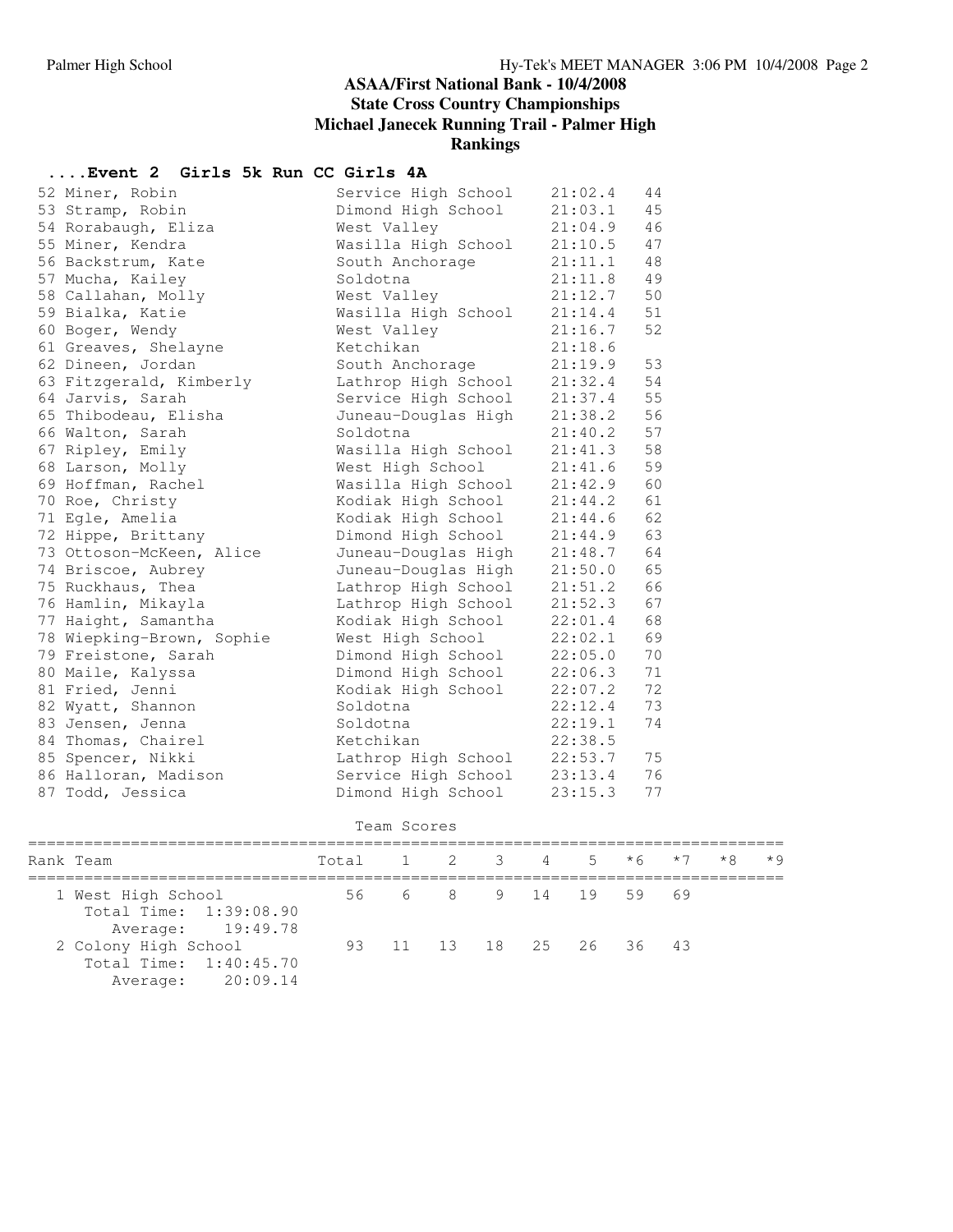# ASAA/First National Bank - 10/4/2008
## State Cross Country Championships
## Michael Janecek Running Trail - Palmer High
## Rankings

### ....Event 2 Girls 5k Run CC Girls 4A

| Place | Name | School | Time | Points |
|---|---|---|---|---|
| 52 | Miner, Robin | Service High School | 21:02.4 | 44 |
| 53 | Stramp, Robin | Dimond High School | 21:03.1 | 45 |
| 54 | Rorabaugh, Eliza | West Valley | 21:04.9 | 46 |
| 55 | Miner, Kendra | Wasilla High School | 21:10.5 | 47 |
| 56 | Backstrum, Kate | South Anchorage | 21:11.1 | 48 |
| 57 | Mucha, Kailey | Soldotna | 21:11.8 | 49 |
| 58 | Callahan, Molly | West Valley | 21:12.7 | 50 |
| 59 | Bialka, Katie | Wasilla High School | 21:14.4 | 51 |
| 60 | Boger, Wendy | West Valley | 21:16.7 | 52 |
| 61 | Greaves, Shelayne | Ketchikan | 21:18.6 | |
| 62 | Dineen, Jordan | South Anchorage | 21:19.9 | 53 |
| 63 | Fitzgerald, Kimberly | Lathrop High School | 21:32.4 | 54 |
| 64 | Jarvis, Sarah | Service High School | 21:37.4 | 55 |
| 65 | Thibodeau, Elisha | Juneau-Douglas High | 21:38.2 | 56 |
| 66 | Walton, Sarah | Soldotna | 21:40.2 | 57 |
| 67 | Ripley, Emily | Wasilla High School | 21:41.3 | 58 |
| 68 | Larson, Molly | West High School | 21:41.6 | 59 |
| 69 | Hoffman, Rachel | Wasilla High School | 21:42.9 | 60 |
| 70 | Roe, Christy | Kodiak High School | 21:44.2 | 61 |
| 71 | Egle, Amelia | Kodiak High School | 21:44.6 | 62 |
| 72 | Hippe, Brittany | Dimond High School | 21:44.9 | 63 |
| 73 | Ottoson-McKeen, Alice | Juneau-Douglas High | 21:48.7 | 64 |
| 74 | Briscoe, Aubrey | Juneau-Douglas High | 21:50.0 | 65 |
| 75 | Ruckhaus, Thea | Lathrop High School | 21:51.2 | 66 |
| 76 | Hamlin, Mikayla | Lathrop High School | 21:52.3 | 67 |
| 77 | Haight, Samantha | Kodiak High School | 22:01.4 | 68 |
| 78 | Wiepking-Brown, Sophie | West High School | 22:02.1 | 69 |
| 79 | Freistone, Sarah | Dimond High School | 22:05.0 | 70 |
| 80 | Maile, Kalyssa | Dimond High School | 22:06.3 | 71 |
| 81 | Fried, Jenni | Kodiak High School | 22:07.2 | 72 |
| 82 | Wyatt, Shannon | Soldotna | 22:12.4 | 73 |
| 83 | Jensen, Jenna | Soldotna | 22:19.1 | 74 |
| 84 | Thomas, Chairel | Ketchikan | 22:38.5 | |
| 85 | Spencer, Nikki | Lathrop High School | 22:53.7 | 75 |
| 86 | Halloran, Madison | Service High School | 23:13.4 | 76 |
| 87 | Todd, Jessica | Dimond High School | 23:15.3 | 77 |

Team Scores

| Rank | Team | Total | 1 | 2 | 3 | 4 | 5 | *6 | *7 | *8 | *9 |
|---|---|---|---|---|---|---|---|---|---|---|---|
| 1 | West High School<br>Total Time: 1:39:08.90<br>Average: 19:49.78 | 56 | 6 | 8 | 9 | 14 | 19 | 59 | 69 | | |
| 2 | Colony High School<br>Total Time: 1:40:45.70<br>Average: 20:09.14 | 93 | 11 | 13 | 18 | 25 | 26 | 36 | 43 | | |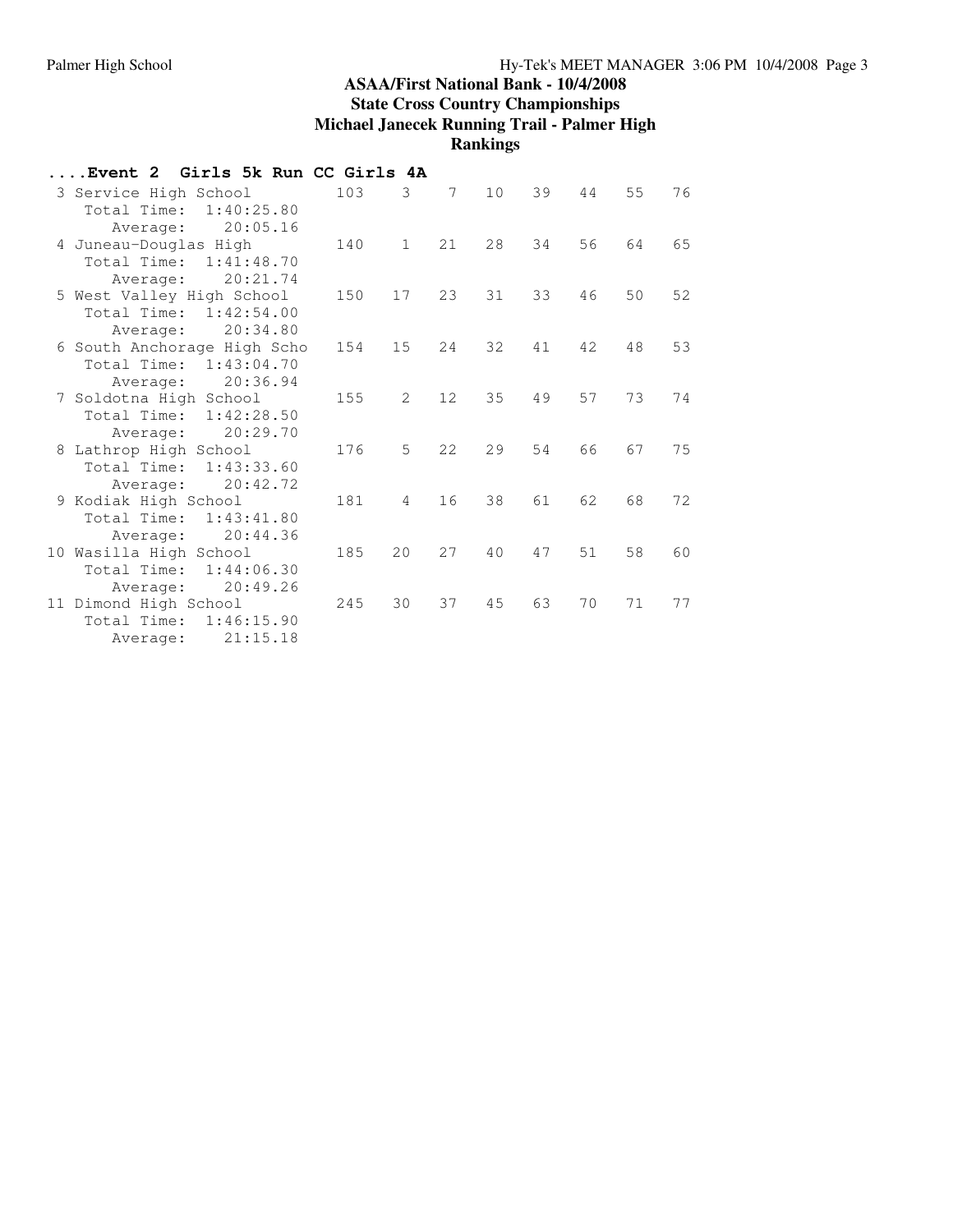**ASAA/First National Bank - 10/4/2008**
**State Cross Country Championships**
**Michael Janecek Running Trail - Palmer High**
**Rankings**

**....Event 2 Girls 5k Run CC Girls 4A**

| | | | | | | | | |
|---|---|---|---|---|---|---|---|---|
| 3 Service High School | 103 | 3 | 7 | 10 | 39 | 44 | 55 | 76 |
| Total Time: 1:40:25.80 | | | | | | | | |
| Average: 20:05.16 | | | | | | | | |
| 4 Juneau-Douglas High | 140 | 1 | 21 | 28 | 34 | 56 | 64 | 65 |
| Total Time: 1:41:48.70 | | | | | | | | |
| Average: 20:21.74 | | | | | | | | |
| 5 West Valley High School | 150 | 17 | 23 | 31 | 33 | 46 | 50 | 52 |
| Total Time: 1:42:54.00 | | | | | | | | |
| Average: 20:34.80 | | | | | | | | |
| 6 South Anchorage High Scho | 154 | 15 | 24 | 32 | 41 | 42 | 48 | 53 |
| Total Time: 1:43:04.70 | | | | | | | | |
| Average: 20:36.94 | | | | | | | | |
| 7 Soldotna High School | 155 | 2 | 12 | 35 | 49 | 57 | 73 | 74 |
| Total Time: 1:42:28.50 | | | | | | | | |
| Average: 20:29.70 | | | | | | | | |
| 8 Lathrop High School | 176 | 5 | 22 | 29 | 54 | 66 | 67 | 75 |
| Total Time: 1:43:33.60 | | | | | | | | |
| Average: 20:42.72 | | | | | | | | |
| 9 Kodiak High School | 181 | 4 | 16 | 38 | 61 | 62 | 68 | 72 |
| Total Time: 1:43:41.80 | | | | | | | | |
| Average: 20:44.36 | | | | | | | | |
| 10 Wasilla High School | 185 | 20 | 27 | 40 | 47 | 51 | 58 | 60 |
| Total Time: 1:44:06.30 | | | | | | | | |
| Average: 20:49.26 | | | | | | | | |
| 11 Dimond High School | 245 | 30 | 37 | 45 | 63 | 70 | 71 | 77 |
| Total Time: 1:46:15.90 | | | | | | | | |
| Average: 21:15.18 | | | | | | | | |